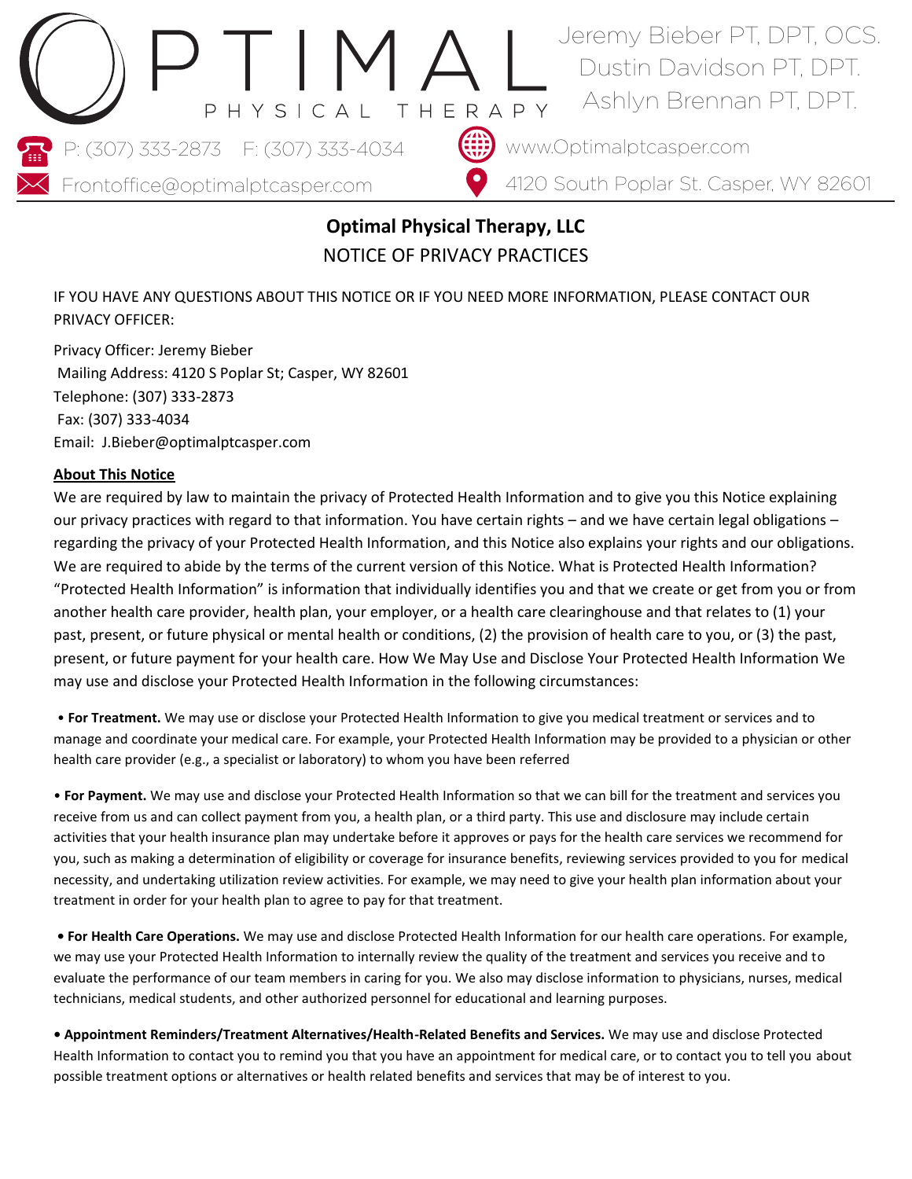OPTIMAL PHYSICAL THERAPY

Jeremy Bieber PT, DPT, OCS.
Dustin Davidson PT, DPT.
Ashlyn Brennan PT, DPT.

P: (307) 333-2873 F: (307) 333-4034
www.Optimalptcasper.com
Frontoffice@optimalptcasper.com
4120 South Poplar St. Casper, WY 82601

# Optimal Physical Therapy, LLC

## NOTICE OF PRIVACY PRACTICES

IF YOU HAVE ANY QUESTIONS ABOUT THIS NOTICE OR IF YOU NEED MORE INFORMATION, PLEASE CONTACT OUR PRIVACY OFFICER:

Privacy Officer: Jeremy Bieber
Mailing Address: 4120 S Poplar St; Casper, WY 82601
Telephone: (307) 333-2873
Fax: (307) 333-4034
Email: J.Bieber@optimalptcasper.com

**About This Notice**

We are required by law to maintain the privacy of Protected Health Information and to give you this Notice explaining our privacy practices with regard to that information. You have certain rights – and we have certain legal obligations – regarding the privacy of your Protected Health Information, and this Notice also explains your rights and our obligations. We are required to abide by the terms of the current version of this Notice. What is Protected Health Information? "Protected Health Information" is information that individually identifies you and that we create or get from you or from another health care provider, health plan, your employer, or a health care clearinghouse and that relates to (1) your past, present, or future physical or mental health or conditions, (2) the provision of health care to you, or (3) the past, present, or future payment for your health care. How We May Use and Disclose Your Protected Health Information We may use and disclose your Protected Health Information in the following circumstances:

- **For Treatment.** We may use or disclose your Protected Health Information to give you medical treatment or services and to manage and coordinate your medical care. For example, your Protected Health Information may be provided to a physician or other health care provider (e.g., a specialist or laboratory) to whom you have been referred

- **For Payment.** We may use and disclose your Protected Health Information so that we can bill for the treatment and services you receive from us and can collect payment from you, a health plan, or a third party. This use and disclosure may include certain activities that your health insurance plan may undertake before it approves or pays for the health care services we recommend for you, such as making a determination of eligibility or coverage for insurance benefits, reviewing services provided to you for medical necessity, and undertaking utilization review activities. For example, we may need to give your health plan information about your treatment in order for your health plan to agree to pay for that treatment.

- **For Health Care Operations.** We may use and disclose Protected Health Information for our health care operations. For example, we may use your Protected Health Information to internally review the quality of the treatment and services you receive and to evaluate the performance of our team members in caring for you. We also may disclose information to physicians, nurses, medical technicians, medical students, and other authorized personnel for educational and learning purposes.

- **Appointment Reminders/Treatment Alternatives/Health-Related Benefits and Services.** We may use and disclose Protected Health Information to contact you to remind you that you have an appointment for medical care, or to contact you to tell you about possible treatment options or alternatives or health related benefits and services that may be of interest to you.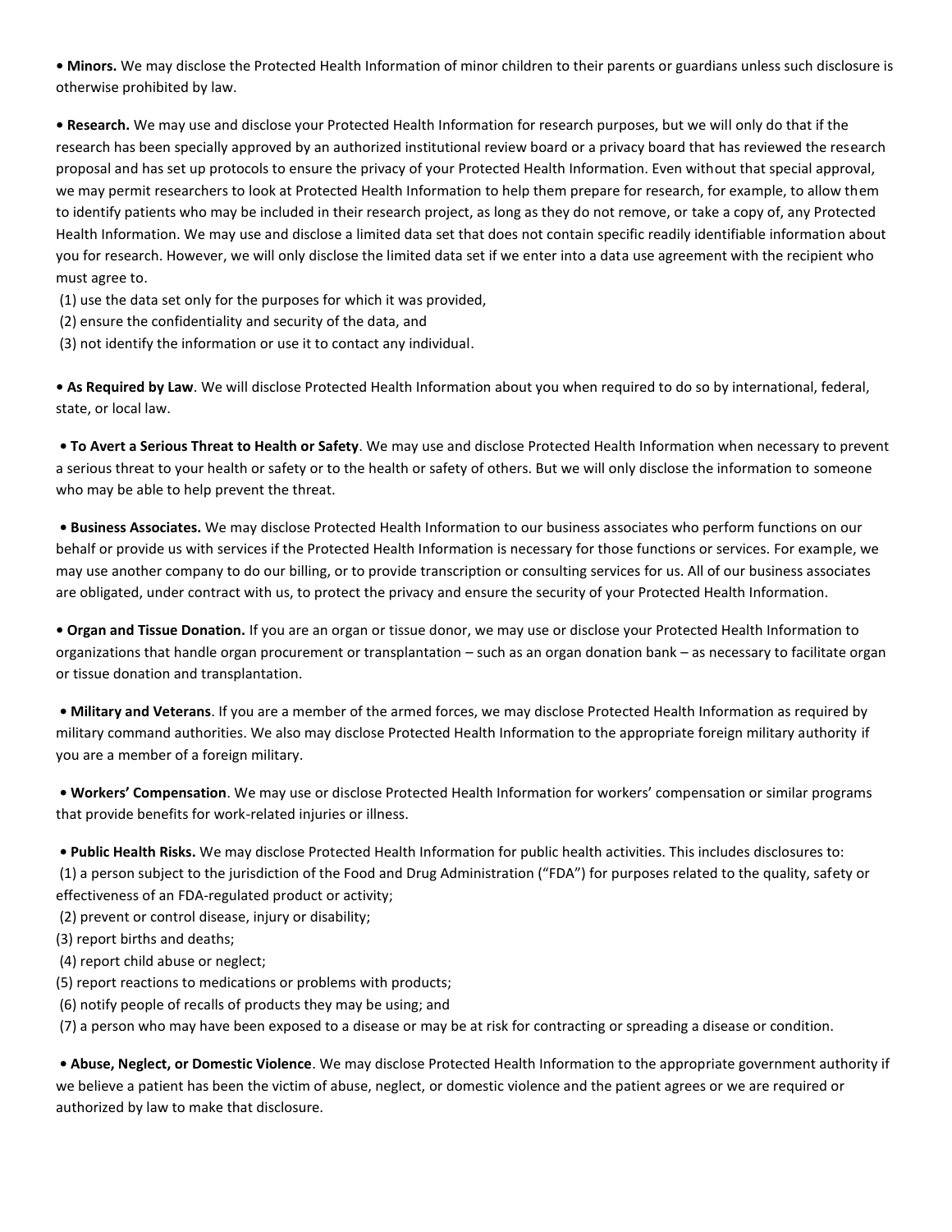- **Minors.** We may disclose the Protected Health Information of minor children to their parents or guardians unless such disclosure is otherwise prohibited by law.

- **Research.** We may use and disclose your Protected Health Information for research purposes, but we will only do that if the research has been specially approved by an authorized institutional review board or a privacy board that has reviewed the research proposal and has set up protocols to ensure the privacy of your Protected Health Information. Even without that special approval, we may permit researchers to look at Protected Health Information to help them prepare for research, for example, to allow them to identify patients who may be included in their research project, as long as they do not remove, or take a copy of, any Protected Health Information. We may use and disclose a limited data set that does not contain specific readily identifiable information about you for research. However, we will only disclose the limited data set if we enter into a data use agreement with the recipient who must agree to.
  (1) use the data set only for the purposes for which it was provided,
  (2) ensure the confidentiality and security of the data, and
  (3) not identify the information or use it to contact any individual.

- **As Required by Law**. We will disclose Protected Health Information about you when required to do so by international, federal, state, or local law.

- **To Avert a Serious Threat to Health or Safety**. We may use and disclose Protected Health Information when necessary to prevent a serious threat to your health or safety or to the health or safety of others. But we will only disclose the information to someone who may be able to help prevent the threat.

- **Business Associates.** We may disclose Protected Health Information to our business associates who perform functions on our behalf or provide us with services if the Protected Health Information is necessary for those functions or services. For example, we may use another company to do our billing, or to provide transcription or consulting services for us. All of our business associates are obligated, under contract with us, to protect the privacy and ensure the security of your Protected Health Information.

- **Organ and Tissue Donation.** If you are an organ or tissue donor, we may use or disclose your Protected Health Information to organizations that handle organ procurement or transplantation – such as an organ donation bank – as necessary to facilitate organ or tissue donation and transplantation.

- **Military and Veterans**. If you are a member of the armed forces, we may disclose Protected Health Information as required by military command authorities. We also may disclose Protected Health Information to the appropriate foreign military authority if you are a member of a foreign military.

- **Workers' Compensation**. We may use or disclose Protected Health Information for workers' compensation or similar programs that provide benefits for work-related injuries or illness.

- **Public Health Risks.** We may disclose Protected Health Information for public health activities. This includes disclosures to:
  (1) a person subject to the jurisdiction of the Food and Drug Administration ("FDA") for purposes related to the quality, safety or effectiveness of an FDA-regulated product or activity;
  (2) prevent or control disease, injury or disability;
  (3) report births and deaths;
  (4) report child abuse or neglect;
  (5) report reactions to medications or problems with products;
  (6) notify people of recalls of products they may be using; and
  (7) a person who may have been exposed to a disease or may be at risk for contracting or spreading a disease or condition.

- **Abuse, Neglect, or Domestic Violence**. We may disclose Protected Health Information to the appropriate government authority if we believe a patient has been the victim of abuse, neglect, or domestic violence and the patient agrees or we are required or authorized by law to make that disclosure.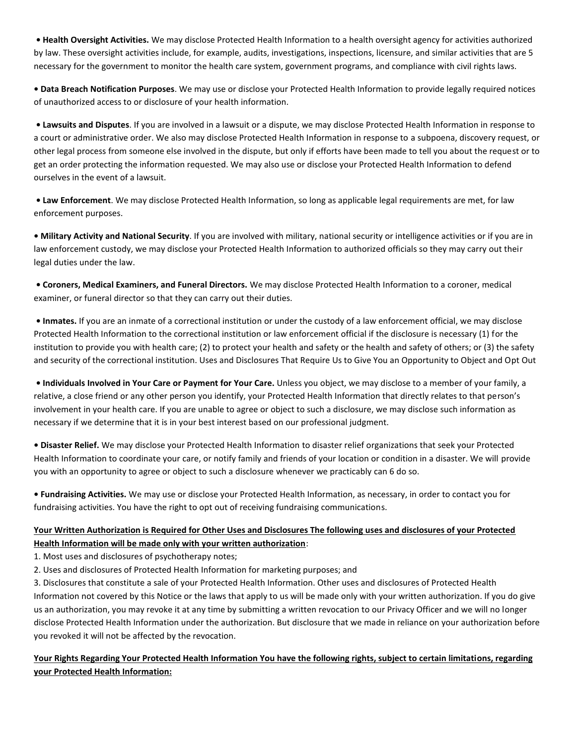• **Health Oversight Activities.** We may disclose Protected Health Information to a health oversight agency for activities authorized by law. These oversight activities include, for example, audits, investigations, inspections, licensure, and similar activities that are 5 necessary for the government to monitor the health care system, government programs, and compliance with civil rights laws.

• **Data Breach Notification Purposes**. We may use or disclose your Protected Health Information to provide legally required notices of unauthorized access to or disclosure of your health information.

• **Lawsuits and Disputes**. If you are involved in a lawsuit or a dispute, we may disclose Protected Health Information in response to a court or administrative order. We also may disclose Protected Health Information in response to a subpoena, discovery request, or other legal process from someone else involved in the dispute, but only if efforts have been made to tell you about the request or to get an order protecting the information requested. We may also use or disclose your Protected Health Information to defend ourselves in the event of a lawsuit.

• **Law Enforcement**. We may disclose Protected Health Information, so long as applicable legal requirements are met, for law enforcement purposes.

• **Military Activity and National Security**. If you are involved with military, national security or intelligence activities or if you are in law enforcement custody, we may disclose your Protected Health Information to authorized officials so they may carry out their legal duties under the law.

• **Coroners, Medical Examiners, and Funeral Directors.** We may disclose Protected Health Information to a coroner, medical examiner, or funeral director so that they can carry out their duties.

• **Inmates.** If you are an inmate of a correctional institution or under the custody of a law enforcement official, we may disclose Protected Health Information to the correctional institution or law enforcement official if the disclosure is necessary (1) for the institution to provide you with health care; (2) to protect your health and safety or the health and safety of others; or (3) the safety and security of the correctional institution. Uses and Disclosures That Require Us to Give You an Opportunity to Object and Opt Out

• **Individuals Involved in Your Care or Payment for Your Care.** Unless you object, we may disclose to a member of your family, a relative, a close friend or any other person you identify, your Protected Health Information that directly relates to that person's involvement in your health care. If you are unable to agree or object to such a disclosure, we may disclose such information as necessary if we determine that it is in your best interest based on our professional judgment.

• **Disaster Relief.** We may disclose your Protected Health Information to disaster relief organizations that seek your Protected Health Information to coordinate your care, or notify family and friends of your location or condition in a disaster. We will provide you with an opportunity to agree or object to such a disclosure whenever we practicably can 6 do so.

• **Fundraising Activities.** We may use or disclose your Protected Health Information, as necessary, in order to contact you for fundraising activities. You have the right to opt out of receiving fundraising communications.

**Your Written Authorization is Required for Other Uses and Disclosures The following uses and disclosures of your Protected Health Information will be made only with your written authorization**:

1. Most uses and disclosures of psychotherapy notes;
2. Uses and disclosures of Protected Health Information for marketing purposes; and
3. Disclosures that constitute a sale of your Protected Health Information. Other uses and disclosures of Protected Health Information not covered by this Notice or the laws that apply to us will be made only with your written authorization. If you do give us an authorization, you may revoke it at any time by submitting a written revocation to our Privacy Officer and we will no longer disclose Protected Health Information under the authorization. But disclosure that we made in reliance on your authorization before you revoked it will not be affected by the revocation.

**Your Rights Regarding Your Protected Health Information You have the following rights, subject to certain limitations, regarding your Protected Health Information:**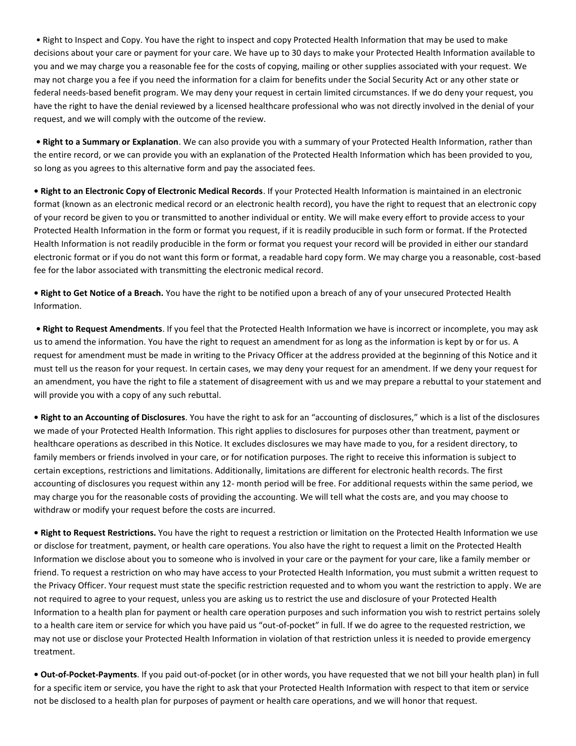• Right to Inspect and Copy. You have the right to inspect and copy Protected Health Information that may be used to make decisions about your care or payment for your care. We have up to 30 days to make your Protected Health Information available to you and we may charge you a reasonable fee for the costs of copying, mailing or other supplies associated with your request. We may not charge you a fee if you need the information for a claim for benefits under the Social Security Act or any other state or federal needs-based benefit program. We may deny your request in certain limited circumstances. If we do deny your request, you have the right to have the denial reviewed by a licensed healthcare professional who was not directly involved in the denial of your request, and we will comply with the outcome of the review.

• **Right to a Summary or Explanation**. We can also provide you with a summary of your Protected Health Information, rather than the entire record, or we can provide you with an explanation of the Protected Health Information which has been provided to you, so long as you agrees to this alternative form and pay the associated fees.

• **Right to an Electronic Copy of Electronic Medical Records**. If your Protected Health Information is maintained in an electronic format (known as an electronic medical record or an electronic health record), you have the right to request that an electronic copy of your record be given to you or transmitted to another individual or entity. We will make every effort to provide access to your Protected Health Information in the form or format you request, if it is readily producible in such form or format. If the Protected Health Information is not readily producible in the form or format you request your record will be provided in either our standard electronic format or if you do not want this form or format, a readable hard copy form. We may charge you a reasonable, cost-based fee for the labor associated with transmitting the electronic medical record.

• **Right to Get Notice of a Breach.** You have the right to be notified upon a breach of any of your unsecured Protected Health Information.

• **Right to Request Amendments**. If you feel that the Protected Health Information we have is incorrect or incomplete, you may ask us to amend the information. You have the right to request an amendment for as long as the information is kept by or for us. A request for amendment must be made in writing to the Privacy Officer at the address provided at the beginning of this Notice and it must tell us the reason for your request. In certain cases, we may deny your request for an amendment. If we deny your request for an amendment, you have the right to file a statement of disagreement with us and we may prepare a rebuttal to your statement and will provide you with a copy of any such rebuttal.

• **Right to an Accounting of Disclosures**. You have the right to ask for an "accounting of disclosures," which is a list of the disclosures we made of your Protected Health Information. This right applies to disclosures for purposes other than treatment, payment or healthcare operations as described in this Notice. It excludes disclosures we may have made to you, for a resident directory, to family members or friends involved in your care, or for notification purposes. The right to receive this information is subject to certain exceptions, restrictions and limitations. Additionally, limitations are different for electronic health records. The first accounting of disclosures you request within any 12- month period will be free. For additional requests within the same period, we may charge you for the reasonable costs of providing the accounting. We will tell what the costs are, and you may choose to withdraw or modify your request before the costs are incurred.

• **Right to Request Restrictions.** You have the right to request a restriction or limitation on the Protected Health Information we use or disclose for treatment, payment, or health care operations. You also have the right to request a limit on the Protected Health Information we disclose about you to someone who is involved in your care or the payment for your care, like a family member or friend. To request a restriction on who may have access to your Protected Health Information, you must submit a written request to the Privacy Officer. Your request must state the specific restriction requested and to whom you want the restriction to apply. We are not required to agree to your request, unless you are asking us to restrict the use and disclosure of your Protected Health Information to a health plan for payment or health care operation purposes and such information you wish to restrict pertains solely to a health care item or service for which you have paid us "out-of-pocket" in full. If we do agree to the requested restriction, we may not use or disclose your Protected Health Information in violation of that restriction unless it is needed to provide emergency treatment.

• **Out-of-Pocket-Payments**. If you paid out-of-pocket (or in other words, you have requested that we not bill your health plan) in full for a specific item or service, you have the right to ask that your Protected Health Information with respect to that item or service not be disclosed to a health plan for purposes of payment or health care operations, and we will honor that request.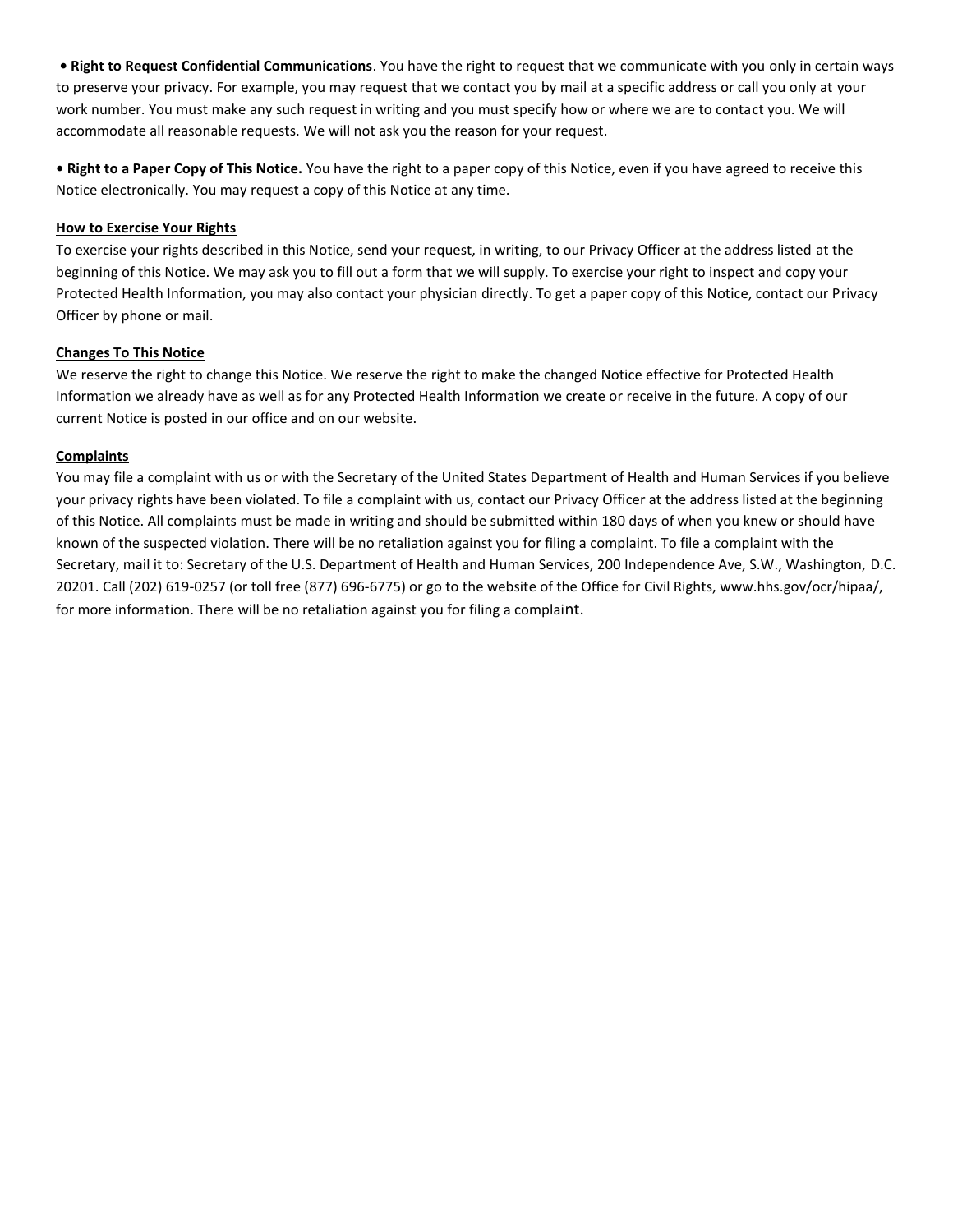- **Right to Request Confidential Communications**. You have the right to request that we communicate with you only in certain ways to preserve your privacy. For example, you may request that we contact you by mail at a specific address or call you only at your work number. You must make any such request in writing and you must specify how or where we are to contact you. We will accommodate all reasonable requests. We will not ask you the reason for your request.

- **Right to a Paper Copy of This Notice.** You have the right to a paper copy of this Notice, even if you have agreed to receive this Notice electronically. You may request a copy of this Notice at any time.

**How to Exercise Your Rights**

To exercise your rights described in this Notice, send your request, in writing, to our Privacy Officer at the address listed at the beginning of this Notice. We may ask you to fill out a form that we will supply. To exercise your right to inspect and copy your Protected Health Information, you may also contact your physician directly. To get a paper copy of this Notice, contact our Privacy Officer by phone or mail.

**Changes To This Notice**

We reserve the right to change this Notice. We reserve the right to make the changed Notice effective for Protected Health Information we already have as well as for any Protected Health Information we create or receive in the future. A copy of our current Notice is posted in our office and on our website.

**Complaints**

You may file a complaint with us or with the Secretary of the United States Department of Health and Human Services if you believe your privacy rights have been violated. To file a complaint with us, contact our Privacy Officer at the address listed at the beginning of this Notice. All complaints must be made in writing and should be submitted within 180 days of when you knew or should have known of the suspected violation. There will be no retaliation against you for filing a complaint. To file a complaint with the Secretary, mail it to: Secretary of the U.S. Department of Health and Human Services, 200 Independence Ave, S.W., Washington, D.C. 20201. Call (202) 619-0257 (or toll free (877) 696-6775) or go to the website of the Office for Civil Rights, www.hhs.gov/ocr/hipaa/, for more information. There will be no retaliation against you for filing a complaint.